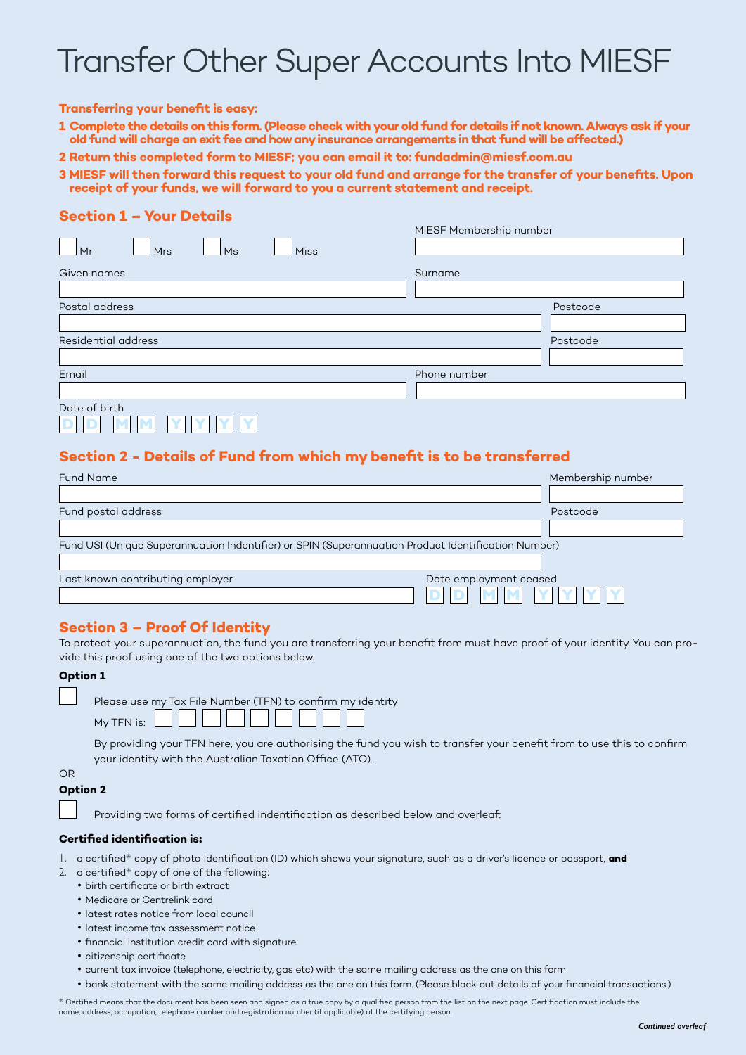# Transfer Other Super Accounts Into MIESF

**Transferring your benefit is easy:**

1. **Complete the details on this form. (Please check with your old fund for details if not known. Always ask if your old fund will charge an exit fee and how any insurance arrangements in that fund will be affected.)**
2. **Return this completed form to MIESF; you can email it to: fundadmin@miesf.com.au**
3. **MIESF will then forward this request to your old fund and arrange for the transfer of your benefits. Upon receipt of your funds, we will forward to you a current statement and receipt.**

## Section 1 – Your Details

☐ Mr ☐ Mrs ☐ Ms ☐ Miss

MIESF Membership number

Given names

Surname

Postal address

Postcode

Residential address

Postcode

Email

Phone number

Date of birth

D D M M Y Y Y Y

## Section 2 - Details of Fund from which my benefit is to be transferred

Fund Name

Membership number

Fund postal address

Postcode

Fund USI (Unique Superannuation Indentifier) or SPIN (Superannuation Product Identification Number)

Last known contributing employer

Date employment ceased

D D M M Y Y Y Y

## Section 3 – Proof Of Identity

To protect your superannuation, the fund you are transferring your benefit from must have proof of your identity. You can provide this proof using one of the two options below.

**Option 1**

☐ Please use my Tax File Number (TFN) to confirm my identity

My TFN is:

By providing your TFN here, you are authorising the fund you wish to transfer your benefit from to use this to confirm your identity with the Australian Taxation Office (ATO).

OR

**Option 2**

☐ Providing two forms of certified indentification as described below and overleaf:

**Certified identification is:**

1. a certified* copy of photo identification (ID) which shows your signature, such as a driver's licence or passport, **and**
2. a certified* copy of one of the following:
   - birth certificate or birth extract
   - Medicare or Centrelink card
   - latest rates notice from local council
   - latest income tax assessment notice
   - financial institution credit card with signature
   - citizenship certificate
   - current tax invoice (telephone, electricity, gas etc) with the same mailing address as the one on this form
   - bank statement with the same mailing address as the one on this form. (Please black out details of your financial transactions.)

* Certified means that the document has been seen and signed as a true copy by a qualified person from the list on the next page. Certification must include the name, address, occupation, telephone number and registration number (if applicable) of the certifying person.

*Continued overleaf*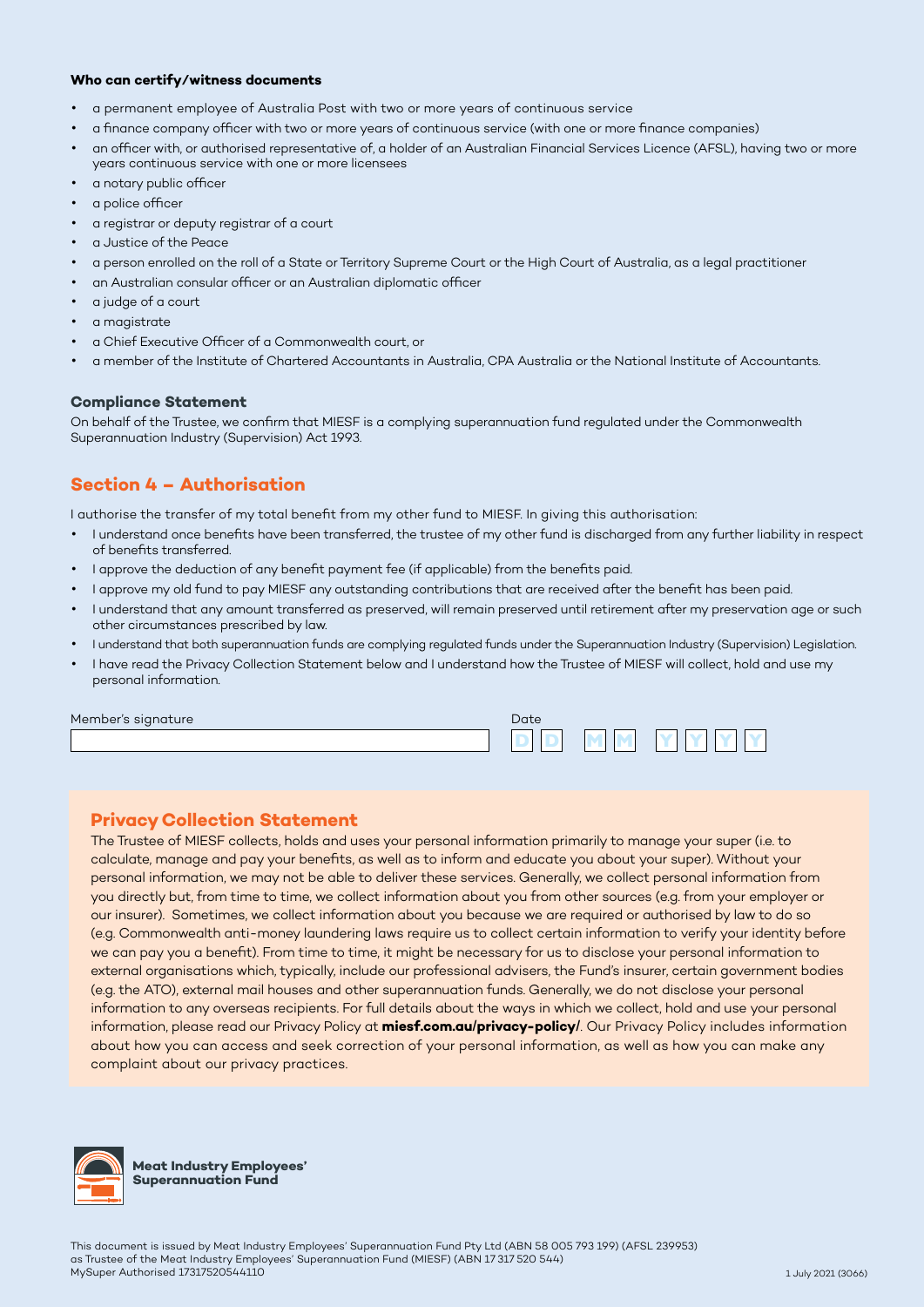**Who can certify/witness documents**

- a permanent employee of Australia Post with two or more years of continuous service
- a finance company officer with two or more years of continuous service (with one or more finance companies)
- an officer with, or authorised representative of, a holder of an Australian Financial Services Licence (AFSL), having two or more years continuous service with one or more licensees
- a notary public officer
- a police officer
- a registrar or deputy registrar of a court
- a Justice of the Peace
- a person enrolled on the roll of a State or Territory Supreme Court or the High Court of Australia, as a legal practitioner
- an Australian consular officer or an Australian diplomatic officer
- a judge of a court
- a magistrate
- a Chief Executive Officer of a Commonwealth court, or
- a member of the Institute of Chartered Accountants in Australia, CPA Australia or the National Institute of Accountants.

### Compliance Statement

On behalf of the Trustee, we confirm that MIESF is a complying superannuation fund regulated under the Commonwealth Superannuation Industry (Supervision) Act 1993.

## Section 4 – Authorisation

I authorise the transfer of my total benefit from my other fund to MIESF. In giving this authorisation:

- I understand once benefits have been transferred, the trustee of my other fund is discharged from any further liability in respect of benefits transferred.
- I approve the deduction of any benefit payment fee (if applicable) from the benefits paid.
- I approve my old fund to pay MIESF any outstanding contributions that are received after the benefit has been paid.
- I understand that any amount transferred as preserved, will remain preserved until retirement after my preservation age or such other circumstances prescribed by law.
- I understand that both superannuation funds are complying regulated funds under the Superannuation Industry (Supervision) Legislation.
- I have read the Privacy Collection Statement below and I understand how the Trustee of MIESF will collect, hold and use my personal information.

Member's signature

Date D D / M M / Y Y Y Y

## Privacy Collection Statement

The Trustee of MIESF collects, holds and uses your personal information primarily to manage your super (i.e. to calculate, manage and pay your benefits, as well as to inform and educate you about your super). Without your personal information, we may not be able to deliver these services. Generally, we collect personal information from you directly but, from time to time, we collect information about you from other sources (e.g. from your employer or our insurer). Sometimes, we collect information about you because we are required or authorised by law to do so (e.g. Commonwealth anti-money laundering laws require us to collect certain information to verify your identity before we can pay you a benefit). From time to time, it might be necessary for us to disclose your personal information to external organisations which, typically, include our professional advisers, the Fund's insurer, certain government bodies (e.g. the ATO), external mail houses and other superannuation funds. Generally, we do not disclose your personal information to any overseas recipients. For full details about the ways in which we collect, hold and use your personal information, please read our Privacy Policy at **miesf.com.au/privacy-policy/**. Our Privacy Policy includes information about how you can access and seek correction of your personal information, as well as how you can make any complaint about our privacy practices.

**Meat Industry Employees' Superannuation Fund**

This document is issued by Meat Industry Employees' Superannuation Fund Pty Ltd (ABN 58 005 793 199) (AFSL 239953) as Trustee of the Meat Industry Employees' Superannuation Fund (MIESF) (ABN 17 317 520 544)
MySuper Authorised 17317520544110

1 July 2021 (3066)